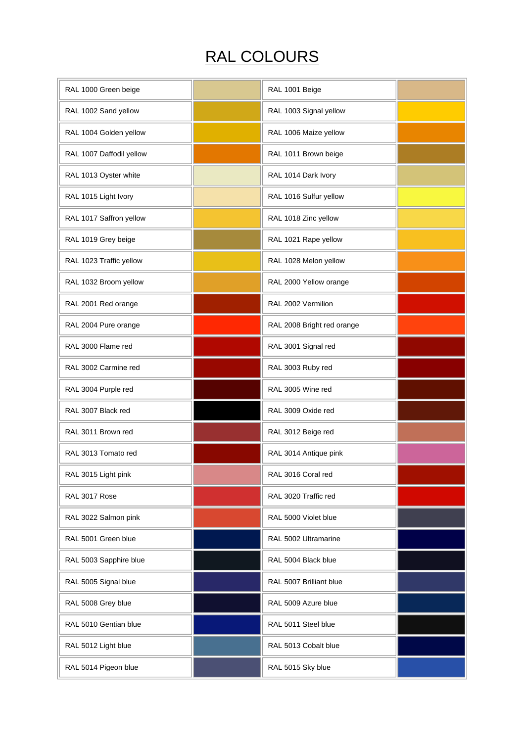# RAL COLOURS

| | | | |
|---|---|---|---|
| RAL 1000 Green beige | | RAL 1001 Beige | |
| RAL 1002 Sand yellow | | RAL 1003 Signal yellow | |
| RAL 1004 Golden yellow | | RAL 1006 Maize yellow | |
| RAL 1007 Daffodil yellow | | RAL 1011 Brown beige | |
| RAL 1013 Oyster white | | RAL 1014 Dark Ivory | |
| RAL 1015 Light Ivory | | RAL 1016 Sulfur yellow | |
| RAL 1017 Saffron yellow | | RAL 1018 Zinc yellow | |
| RAL 1019 Grey beige | | RAL 1021 Rape yellow | |
| RAL 1023 Traffic yellow | | RAL 1028 Melon yellow | |
| RAL 1032 Broom yellow | | RAL 2000 Yellow orange | |
| RAL 2001 Red orange | | RAL 2002 Vermilion | |
| RAL 2004 Pure orange | | RAL 2008 Bright red orange | |
| RAL 3000 Flame red | | RAL 3001 Signal red | |
| RAL 3002 Carmine red | | RAL 3003 Ruby red | |
| RAL 3004 Purple red | | RAL 3005 Wine red | |
| RAL 3007 Black red | | RAL 3009 Oxide red | |
| RAL 3011 Brown red | | RAL 3012 Beige red | |
| RAL 3013 Tomato red | | RAL 3014 Antique pink | |
| RAL 3015 Light pink | | RAL 3016 Coral red | |
| RAL 3017 Rose | | RAL 3020 Traffic red | |
| RAL 3022 Salmon pink | | RAL 5000 Violet blue | |
| RAL 5001 Green blue | | RAL 5002 Ultramarine | |
| RAL 5003 Sapphire blue | | RAL 5004 Black blue | |
| RAL 5005 Signal blue | | RAL 5007 Brilliant blue | |
| RAL 5008 Grey blue | | RAL 5009 Azure blue | |
| RAL 5010 Gentian blue | | RAL 5011 Steel blue | |
| RAL 5012 Light blue | | RAL 5013 Cobalt blue | |
| RAL 5014 Pigeon blue | | RAL 5015 Sky blue | |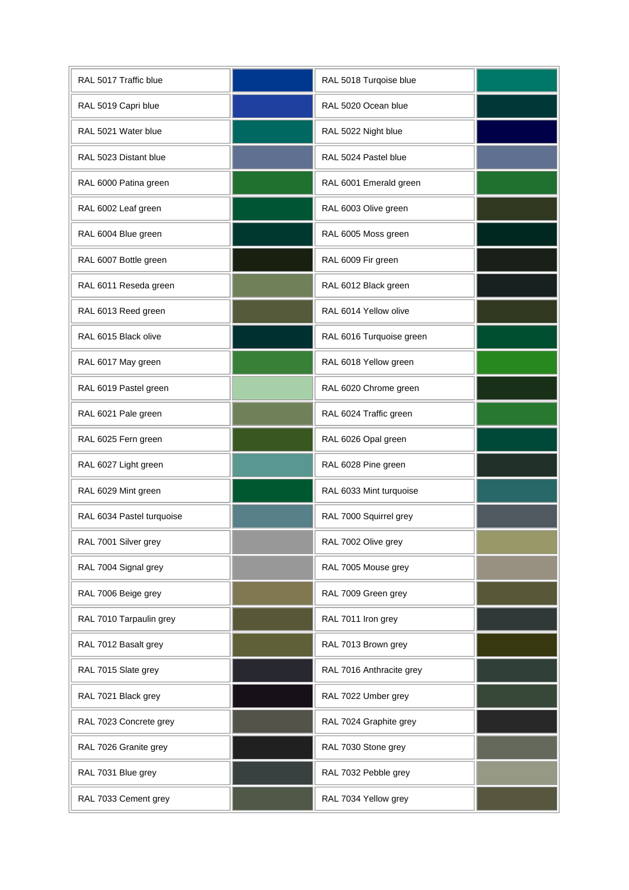| | | | |
|---|---|---|---|
| RAL 5017 Traffic blue | | RAL 5018 Turqoise blue | |
| RAL 5019 Capri blue | | RAL 5020 Ocean blue | |
| RAL 5021 Water blue | | RAL 5022 Night blue | |
| RAL 5023 Distant blue | | RAL 5024 Pastel blue | |
| RAL 6000 Patina green | | RAL 6001 Emerald green | |
| RAL 6002 Leaf green | | RAL 6003 Olive green | |
| RAL 6004 Blue green | | RAL 6005 Moss green | |
| RAL 6007 Bottle green | | RAL 6009 Fir green | |
| RAL 6011 Reseda green | | RAL 6012 Black green | |
| RAL 6013 Reed green | | RAL 6014 Yellow olive | |
| RAL 6015 Black olive | | RAL 6016 Turquoise green | |
| RAL 6017 May green | | RAL 6018 Yellow green | |
| RAL 6019 Pastel green | | RAL 6020 Chrome green | |
| RAL 6021 Pale green | | RAL 6024 Traffic green | |
| RAL 6025 Fern green | | RAL 6026 Opal green | |
| RAL 6027 Light green | | RAL 6028 Pine green | |
| RAL 6029 Mint green | | RAL 6033 Mint turquoise | |
| RAL 6034 Pastel turquoise | | RAL 7000 Squirrel grey | |
| RAL 7001 Silver grey | | RAL 7002 Olive grey | |
| RAL 7004 Signal grey | | RAL 7005 Mouse grey | |
| RAL 7006 Beige grey | | RAL 7009 Green grey | |
| RAL 7010 Tarpaulin grey | | RAL 7011 Iron grey | |
| RAL 7012 Basalt grey | | RAL 7013 Brown grey | |
| RAL 7015 Slate grey | | RAL 7016 Anthracite grey | |
| RAL 7021 Black grey | | RAL 7022 Umber grey | |
| RAL 7023 Concrete grey | | RAL 7024 Graphite grey | |
| RAL 7026 Granite grey | | RAL 7030 Stone grey | |
| RAL 7031 Blue grey | | RAL 7032 Pebble grey | |
| RAL 7033 Cement grey | | RAL 7034 Yellow grey | |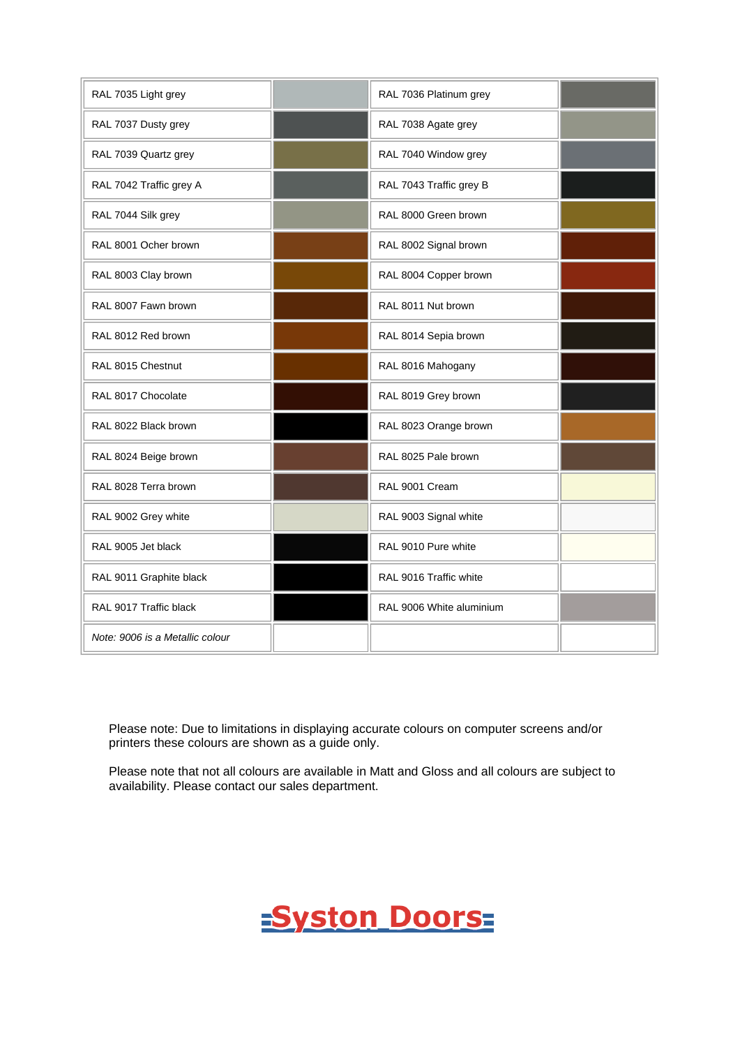| | | | |
|---|---|---|---|
| RAL 7035 Light grey | | RAL 7036 Platinum grey | |
| RAL 7037 Dusty grey | | RAL 7038 Agate grey | |
| RAL 7039 Quartz grey | | RAL 7040 Window grey | |
| RAL 7042 Traffic grey A | | RAL 7043 Traffic grey B | |
| RAL 7044 Silk grey | | RAL 8000 Green brown | |
| RAL 8001 Ocher brown | | RAL 8002 Signal brown | |
| RAL 8003 Clay brown | | RAL 8004 Copper brown | |
| RAL 8007 Fawn brown | | RAL 8011 Nut brown | |
| RAL 8012 Red brown | | RAL 8014 Sepia brown | |
| RAL 8015 Chestnut | | RAL 8016 Mahogany | |
| RAL 8017 Chocolate | | RAL 8019 Grey brown | |
| RAL 8022 Black brown | | RAL 8023 Orange brown | |
| RAL 8024 Beige brown | | RAL 8025 Pale brown | |
| RAL 8028 Terra brown | | RAL 9001 Cream | |
| RAL 9002 Grey white | | RAL 9003 Signal white | |
| RAL 9005 Jet black | | RAL 9010 Pure white | |
| RAL 9011 Graphite black | | RAL 9016 Traffic white | |
| RAL 9017 Traffic black | | RAL 9006 White aluminium | |
| *Note: 9006 is a Metallic colour* | | | |

Please note: Due to limitations in displaying accurate colours on computer screens and/or printers these colours are shown as a guide only.

Please note that not all colours are available in Matt and Gloss and all colours are subject to availability. Please contact our sales department.

Syston Doors